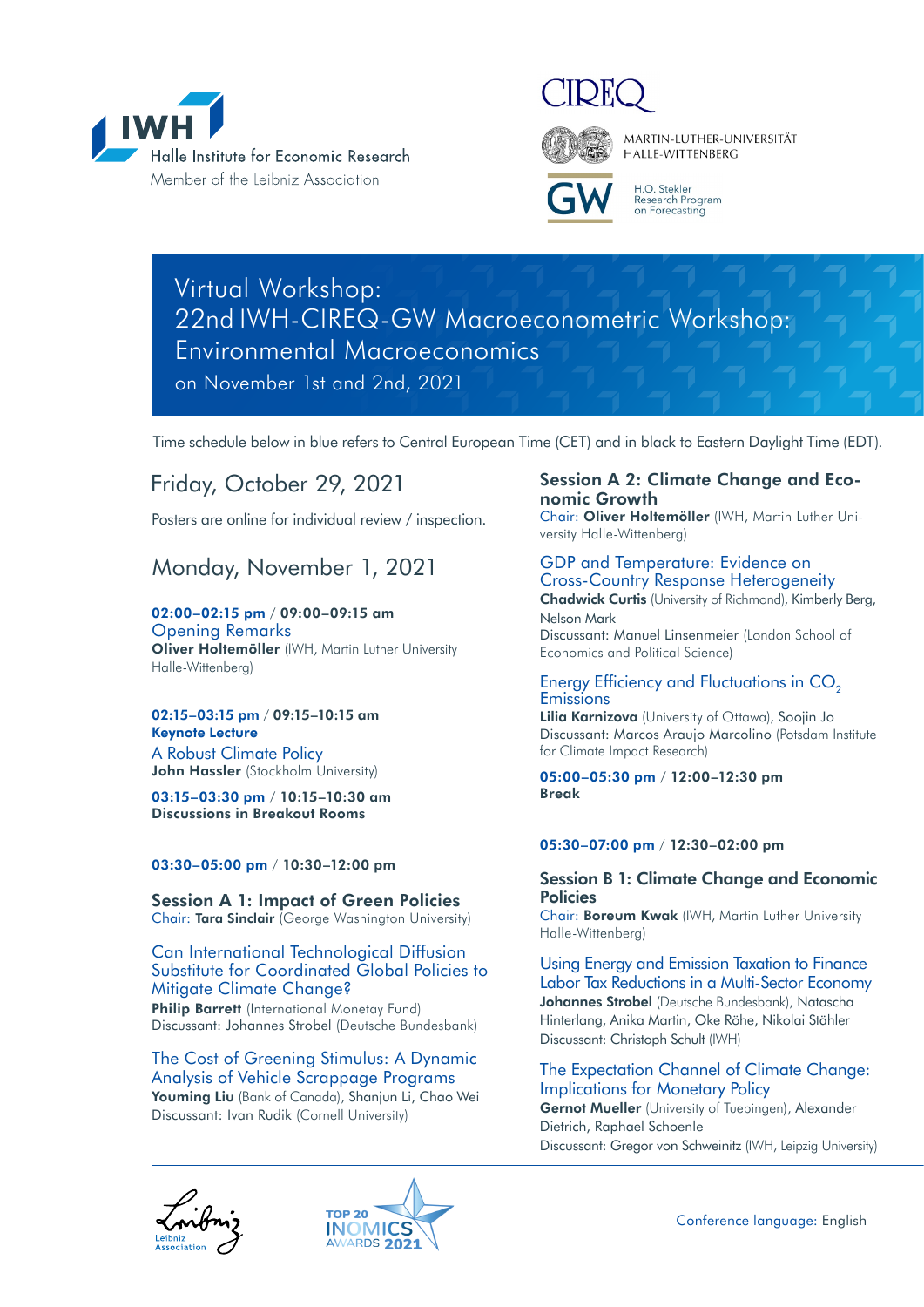IWH Halle Institute for Economic Research
Member of the Leibniz Association

CIREQ

MARTIN-LUTHER-UNIVERSITÄT HALLE-WITTENBERG

GW H.O. Stekler Research Program on Forecasting

# Virtual Workshop: 22nd IWH-CIREQ-GW Macroeconometric Workshop: Environmental Macroeconomics

on November 1st and 2nd, 2021

Time schedule below in blue refers to Central European Time (CET) and in black to Eastern Daylight Time (EDT).

## Friday, October 29, 2021

Posters are online for individual review / inspection.

## Monday, November 1, 2021

**02:00–02:15 pm** / **09:00–09:15 am**
Opening Remarks
**Oliver Holtemöller** (IWH, Martin Luther University Halle-Wittenberg)

**02:15–03:15 pm** / **09:15–10:15 am**
**Keynote Lecture**
A Robust Climate Policy
**John Hassler** (Stockholm University)

**03:15–03:30 pm** / **10:15–10:30 am**
**Discussions in Breakout Rooms**

**03:30–05:00 pm** / **10:30–12:00 pm**

### Session A 1: Impact of Green Policies

Chair: **Tara Sinclair** (George Washington University)

Can International Technological Diffusion Substitute for Coordinated Global Policies to Mitigate Climate Change?
**Philip Barrett** (International Monetay Fund)
Discussant: Johannes Strobel (Deutsche Bundesbank)

The Cost of Greening Stimulus: A Dynamic Analysis of Vehicle Scrappage Programs
**Youming Liu** (Bank of Canada), Shanjun Li, Chao Wei
Discussant: Ivan Rudik (Cornell University)

### Session A 2: Climate Change and Economic Growth

Chair: **Oliver Holtemöller** (IWH, Martin Luther University Halle-Wittenberg)

GDP and Temperature: Evidence on Cross-Country Response Heterogeneity
**Chadwick Curtis** (University of Richmond), Kimberly Berg, Nelson Mark
Discussant: Manuel Linsenmeier (London School of Economics and Political Science)

Energy Efficiency and Fluctuations in $CO_2$ Emissions
**Lilia Karnizova** (University of Ottawa), Soojin Jo
Discussant: Marcos Araujo Marcolino (Potsdam Institute for Climate Impact Research)

**05:00–05:30 pm** / **12:00–12:30 pm**
**Break**

**05:30–07:00 pm** / **12:30–02:00 pm**

### Session B 1: Climate Change and Economic Policies

Chair: **Boreum Kwak** (IWH, Martin Luther University Halle-Wittenberg)

Using Energy and Emission Taxation to Finance Labor Tax Reductions in a Multi-Sector Economy
**Johannes Strobel** (Deutsche Bundesbank), Natascha Hinterlang, Anika Martin, Oke Röhe, Nikolai Stähler
Discussant: Christoph Schult (IWH)

The Expectation Channel of Climate Change: Implications for Monetary Policy
**Gernot Mueller** (University of Tuebingen), Alexander Dietrich, Raphael Schoenle
Discussant: Gregor von Schweinitz (IWH, Leipzig University)

Leibniz Association

TOP 20 INOMICS AWARDS 2021

Conference language: English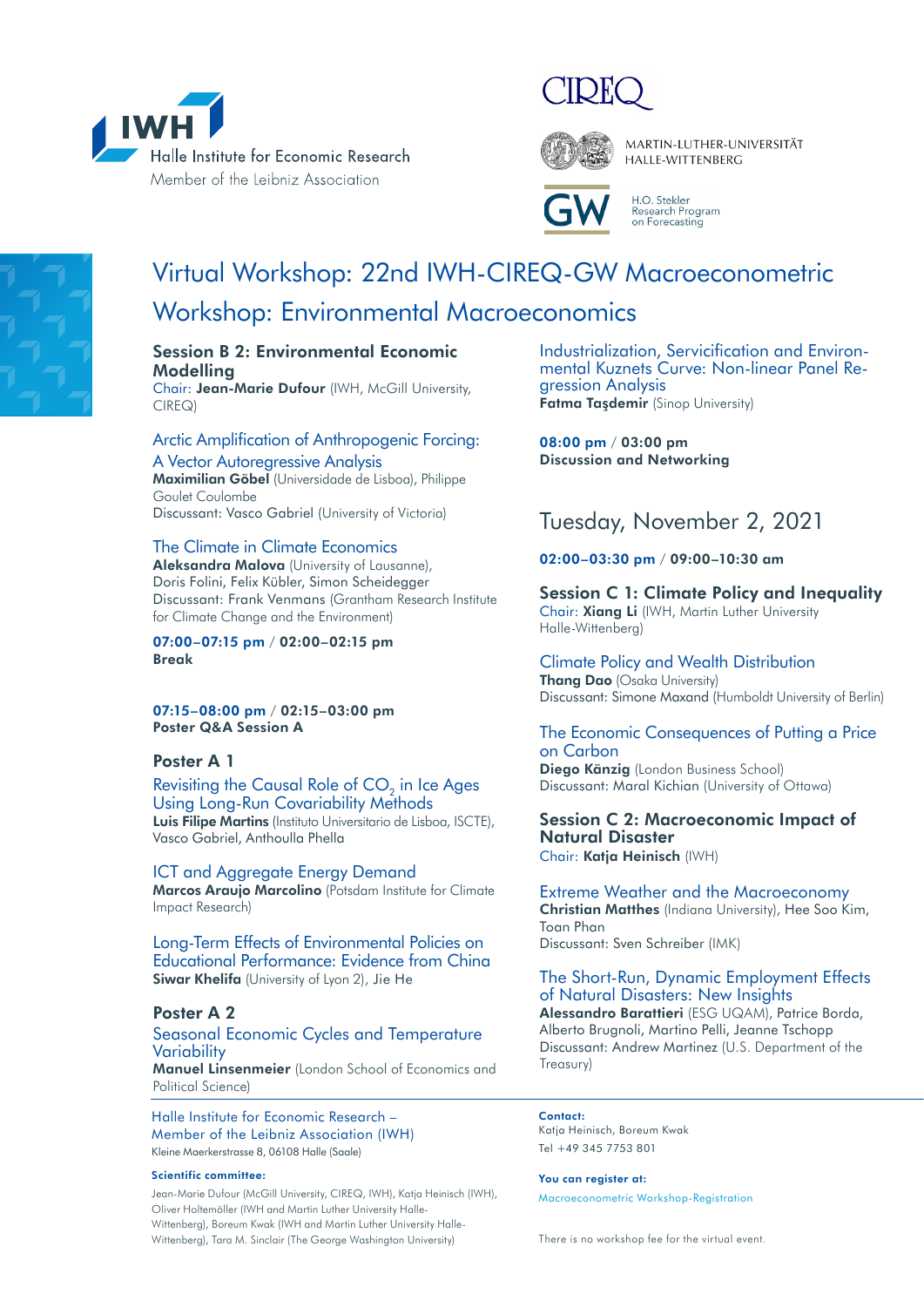IWH Halle Institute for Economic Research
Member of the Leibniz Association

CIREQ

MARTIN-LUTHER-UNIVERSITÄT HALLE-WITTENBERG

GW H.O. Stekler Research Program on Forecasting

# Virtual Workshop: 22nd IWH-CIREQ-GW Macroeconometric Workshop: Environmental Macroeconomics

### Session B 2: Environmental Economic Modelling

Chair: **Jean-Marie Dufour** (IWH, McGill University, CIREQ)

Arctic Amplification of Anthropogenic Forcing: A Vector Autoregressive Analysis
**Maximilian Göbel** (Universidade de Lisboa), Philippe Goulet Coulombe
Discussant: Vasco Gabriel (University of Victoria)

The Climate in Climate Economics
**Aleksandra Malova** (University of Lausanne), Doris Folini, Felix Kübler, Simon Scheidegger
Discussant: Frank Venmans (Grantham Research Institute for Climate Change and the Environment)

**07:00–07:15 pm** / **02:00–02:15 pm**
**Break**

**07:15–08:00 pm** / **02:15–03:00 pm**
**Poster Q&A Session A**

### Poster A 1

Revisiting the Causal Role of $CO_2$ in Ice Ages Using Long-Run Covariability Methods
**Luis Filipe Martins** (Instituto Universitario de Lisboa, ISCTE), Vasco Gabriel, Anthoulla Phella

ICT and Aggregate Energy Demand
**Marcos Araujo Marcolino** (Potsdam Institute for Climate Impact Research)

Long-Term Effects of Environmental Policies on Educational Performance: Evidence from China
**Siwar Khelifa** (University of Lyon 2), Jie He

### Poster A 2

Seasonal Economic Cycles and Temperature Variability
**Manuel Linsenmeier** (London School of Economics and Political Science)

Industrialization, Servicification and Environmental Kuznets Curve: Non-linear Panel Regression Analysis
**Fatma Taşdemir** (Sinop University)

**08:00 pm** / **03:00 pm**
**Discussion and Networking**

## Tuesday, November 2, 2021

**02:00–03:30 pm** / **09:00–10:30 am**

### Session C 1: Climate Policy and Inequality

Chair: **Xiang Li** (IWH, Martin Luther University Halle-Wittenberg)

Climate Policy and Wealth Distribution
**Thang Dao** (Osaka University)
Discussant: Simone Maxand (Humboldt University of Berlin)

The Economic Consequences of Putting a Price on Carbon
**Diego Känzig** (London Business School)
Discussant: Maral Kichian (University of Ottawa)

### Session C 2: Macroeconomic Impact of Natural Disaster

Chair: **Katja Heinisch** (IWH)

Extreme Weather and the Macroeconomy
**Christian Matthes** (Indiana University), Hee Soo Kim, Toan Phan
Discussant: Sven Schreiber (IMK)

The Short-Run, Dynamic Employment Effects of Natural Disasters: New Insights
**Alessandro Barattieri** (ESG UQAM), Patrice Borda, Alberto Brugnoli, Martino Pelli, Jeanne Tschopp
Discussant: Andrew Martinez (U.S. Department of the Treasury)

---

Halle Institute for Economic Research – Member of the Leibniz Association (IWH)
Kleine Maerkerstrasse 8, 06108 Halle (Saale)

**Scientific committee:**
Jean-Marie Dufour (McGill University, CIREQ, IWH), Katja Heinisch (IWH), Oliver Holtemöller (IWH and Martin Luther University Halle-Wittenberg), Boreum Kwak (IWH and Martin Luther University Halle-Wittenberg), Tara M. Sinclair (The George Washington University)

**Contact:**
Katja Heinisch, Boreum Kwak
Tel +49 345 7753 801

**You can register at:**
Macroeconometric Workshop-Registration

There is no workshop fee for the virtual event.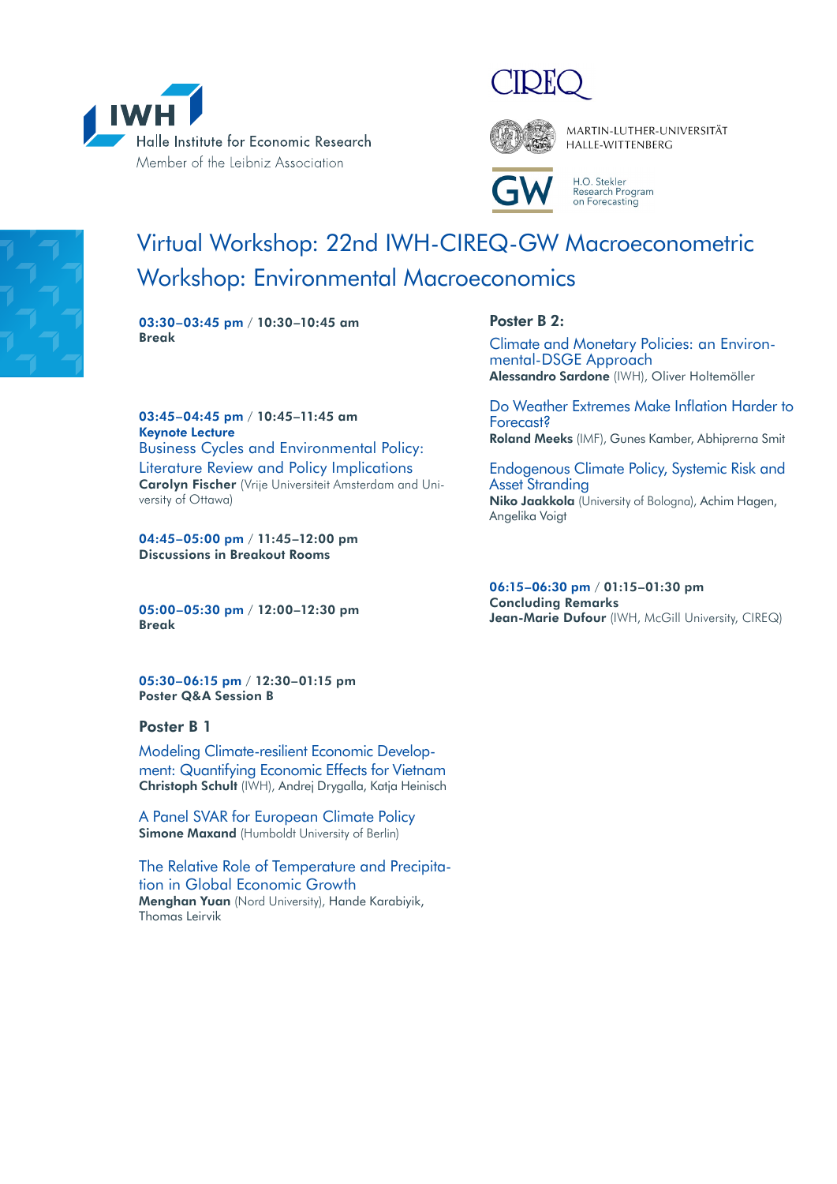IWH
Halle Institute for Economic Research
Member of the Leibniz Association

CIREQ

MARTIN-LUTHER-UNIVERSITÄT HALLE-WITTENBERG

GW H.O. Stekler Research Program on Forecasting

# Virtual Workshop: 22nd IWH-CIREQ-GW Macroeconometric Workshop: Environmental Macroeconomics

**03:30–03:45 pm** / **10:30–10:45 am**
**Break**

**03:45–04:45 pm** / **10:45–11:45 am**
**Keynote Lecture**
Business Cycles and Environmental Policy: Literature Review and Policy Implications
**Carolyn Fischer** (Vrije Universiteit Amsterdam and University of Ottawa)

**04:45–05:00 pm** / **11:45–12:00 pm**
**Discussions in Breakout Rooms**

**05:00–05:30 pm** / **12:00–12:30 pm**
**Break**

**05:30–06:15 pm** / **12:30–01:15 pm**
**Poster Q&A Session B**

### Poster B 1

Modeling Climate-resilient Economic Development: Quantifying Economic Effects for Vietnam
**Christoph Schult** (IWH), Andrej Drygalla, Katja Heinisch

A Panel SVAR for European Climate Policy
**Simone Maxand** (Humboldt University of Berlin)

The Relative Role of Temperature and Precipitation in Global Economic Growth
**Menghan Yuan** (Nord University), Hande Karabiyik, Thomas Leirvik

### Poster B 2:

Climate and Monetary Policies: an Environmental-DSGE Approach
**Alessandro Sardone** (IWH), Oliver Holtemöller

Do Weather Extremes Make Inflation Harder to Forecast?
**Roland Meeks** (IMF), Gunes Kamber, Abhiprerna Smit

Endogenous Climate Policy, Systemic Risk and Asset Stranding
**Niko Jaakkola** (University of Bologna), Achim Hagen, Angelika Voigt

**06:15–06:30 pm** / **01:15–01:30 pm**
**Concluding Remarks**
**Jean-Marie Dufour** (IWH, McGill University, CIREQ)